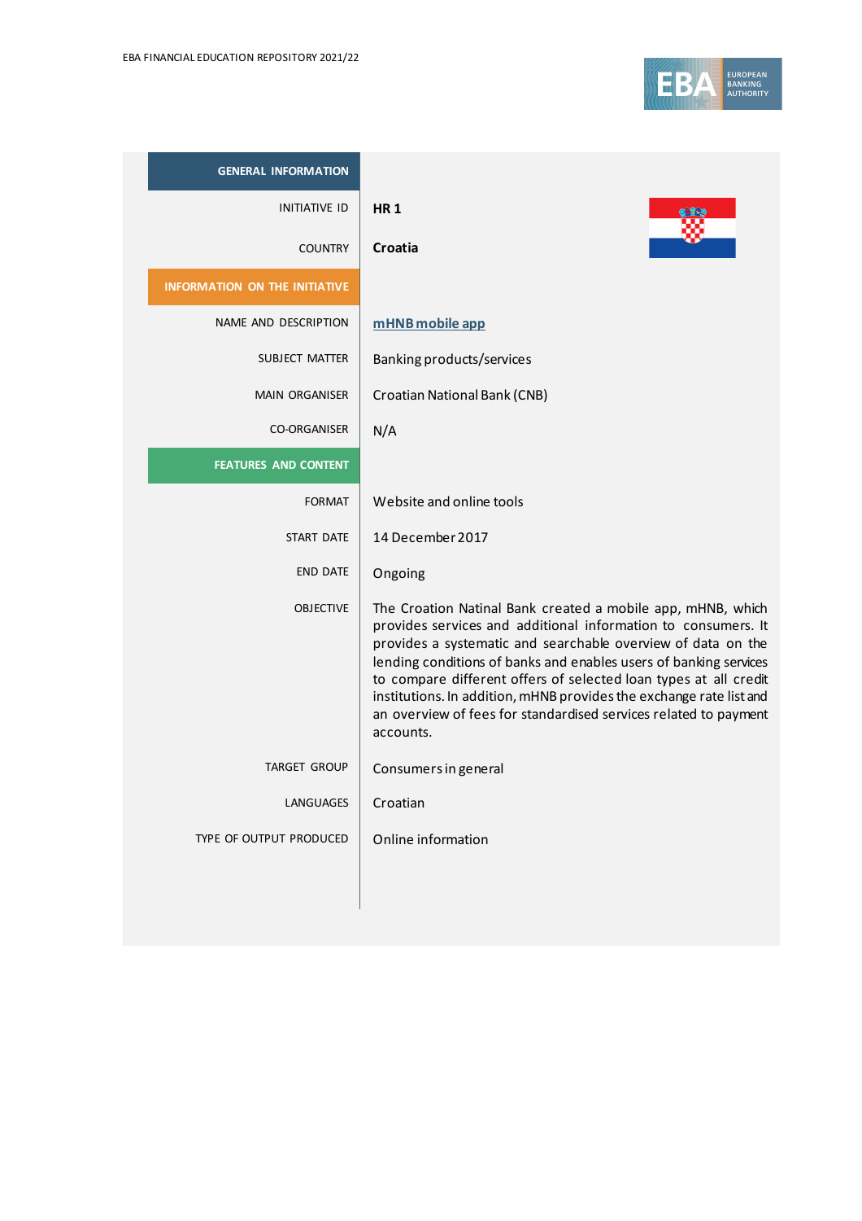| GENERAL INFORMATION | |
|---|---|
| INITIATIVE ID | **HR 1** |
| COUNTRY | **Croatia** |
| **INFORMATION ON THE INITIATIVE** | |
| NAME AND DESCRIPTION | mHNB mobile app |
| SUBJECT MATTER | Banking products/services |
| MAIN ORGANISER | Croatian National Bank (CNB) |
| CO-ORGANISER | N/A |
| **FEATURES AND CONTENT** | |
| FORMAT | Website and online tools |
| START DATE | 14 December 2017 |
| END DATE | Ongoing |
| OBJECTIVE | The Croation Natinal Bank created a mobile app, mHNB, which provides services and additional information to consumers. It provides a systematic and searchable overview of data on the lending conditions of banks and enables users of banking services to compare different offers of selected loan types at all credit institutions. In addition, mHNB provides the exchange rate list and an overview of fees for standardised services related to payment accounts. |
| TARGET GROUP | Consumers in general |
| LANGUAGES | Croatian |
| TYPE OF OUTPUT PRODUCED | Online information |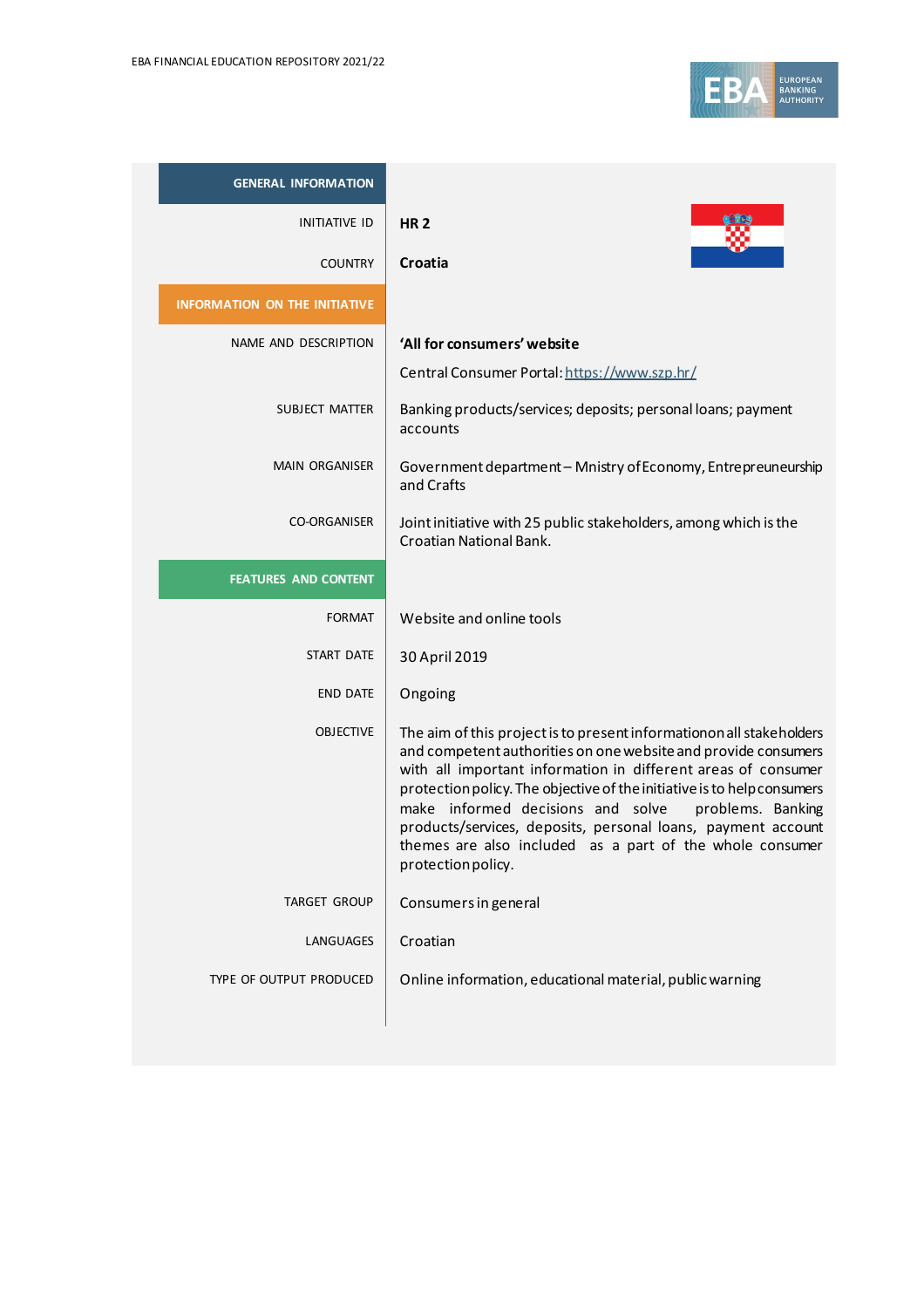| GENERAL INFORMATION | |
|---|---|
| INITIATIVE ID | **HR 2** |
| COUNTRY | **Croatia** |
| **INFORMATION ON THE INITIATIVE** | |
| NAME AND DESCRIPTION | **'All for consumers' website**<br><br>Central Consumer Portal: https://www.szp.hr/ |
| SUBJECT MATTER | Banking products/services; deposits; personal loans; payment accounts |
| MAIN ORGANISER | Government department – Mnistry of Economy, Entrepreunership and Crafts |
| CO-ORGANISER | Joint initiative with 25 public stakeholders, among which is the Croatian National Bank. |
| **FEATURES AND CONTENT** | |
| FORMAT | Website and online tools |
| START DATE | 30 April 2019 |
| END DATE | Ongoing |
| OBJECTIVE | The aim of this project is to present informationon all stakeholders and competent authorities on one website and provide consumers with all important information in different areas of consumer protection policy. The objective of the initiative is to help consumers make informed decisions and solve problems. Banking products/services, deposits, personal loans, payment account themes are also included as a part of the whole consumer protection policy. |
| TARGET GROUP | Consumers in general |
| LANGUAGES | Croatian |
| TYPE OF OUTPUT PRODUCED | Online information, educational material, public warning |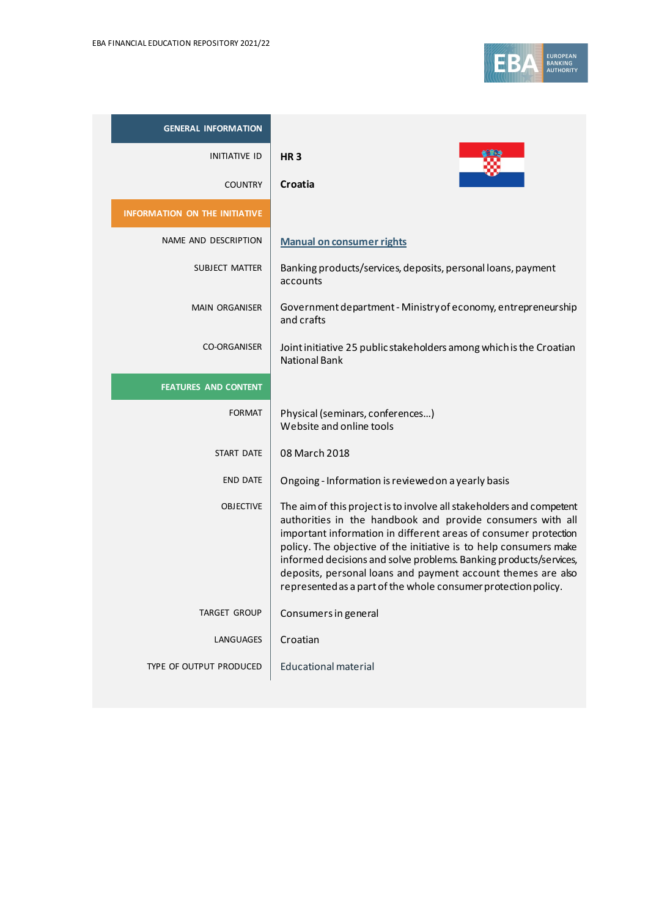| GENERAL INFORMATION | |
|---|---|
| INITIATIVE ID | **HR 3** |
| COUNTRY | **Croatia** |
| **INFORMATION ON THE INITIATIVE** | |
| NAME AND DESCRIPTION | Manual on consumer rights |
| SUBJECT MATTER | Banking products/services, deposits, personal loans, payment accounts |
| MAIN ORGANISER | Government department - Ministry of economy, entrepreneurship and crafts |
| CO-ORGANISER | Joint initiative 25 public stakeholders among which is the Croatian National Bank |
| **FEATURES AND CONTENT** | |
| FORMAT | Physical (seminars, conferences...)<br>Website and online tools |
| START DATE | 08 March 2018 |
| END DATE | Ongoing - Information is reviewed on a yearly basis |
| OBJECTIVE | The aim of this project is to involve all stakeholders and competent authorities in the handbook and provide consumers with all important information in different areas of consumer protection policy. The objective of the initiative is to help consumers make informed decisions and solve problems. Banking products/services, deposits, personal loans and payment account themes are also represented as a part of the whole consumer protection policy. |
| TARGET GROUP | Consumers in general |
| LANGUAGES | Croatian |
| TYPE OF OUTPUT PRODUCED | Educational material |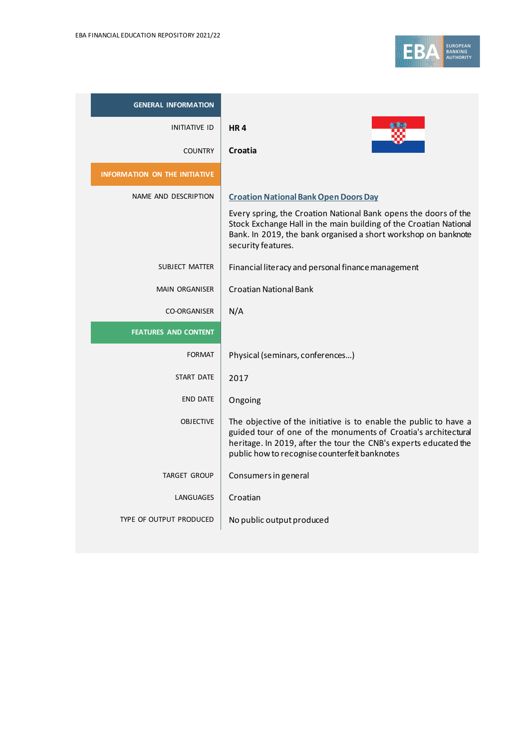| GENERAL INFORMATION | |
|---|---|
| INITIATIVE ID | **HR 4** |
| COUNTRY | **Croatia** |
| **INFORMATION ON THE INITIATIVE** | |
| NAME AND DESCRIPTION | **Croation National Bank Open Doors Day**<br><br>Every spring, the Croation National Bank opens the doors of the Stock Exchange Hall in the main building of the Croatian National Bank. In 2019, the bank organised a short workshop on banknote security features. |
| SUBJECT MATTER | Financial literacy and personal finance management |
| MAIN ORGANISER | Croatian National Bank |
| CO-ORGANISER | N/A |
| **FEATURES AND CONTENT** | |
| FORMAT | Physical (seminars, conferences...) |
| START DATE | 2017 |
| END DATE | Ongoing |
| OBJECTIVE | The objective of the initiative is to enable the public to have a guided tour of one of the monuments of Croatia's architectural heritage. In 2019, after the tour the CNB's experts educated the public how to recognise counterfeit banknotes |
| TARGET GROUP | Consumers in general |
| LANGUAGES | Croatian |
| TYPE OF OUTPUT PRODUCED | No public output produced |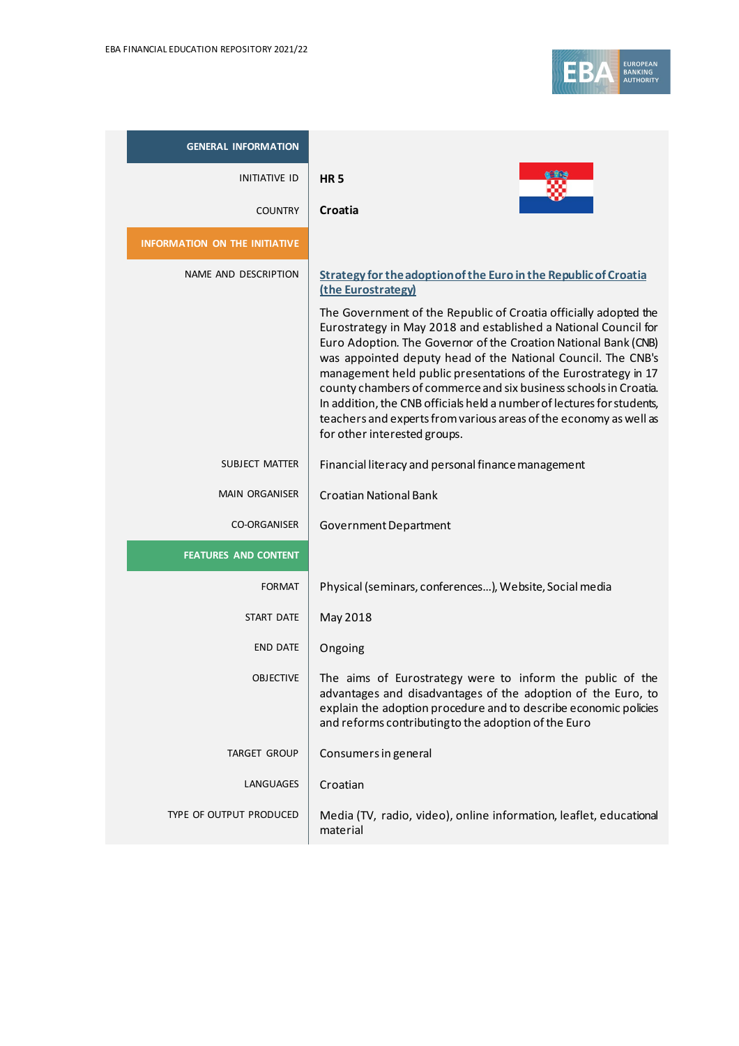| GENERAL INFORMATION | |
|---|---|
| INITIATIVE ID | **HR 5** |
| COUNTRY | **Croatia** |
| **INFORMATION ON THE INITIATIVE** | |
| NAME AND DESCRIPTION | **Strategy for the adoption of the Euro in the Republic of Croatia (the Eurostrategy)**<br><br>The Government of the Republic of Croatia officially adopted the Eurostrategy in May 2018 and established a National Council for Euro Adoption. The Governor of the Croation National Bank (CNB) was appointed deputy head of the National Council. The CNB's management held public presentations of the Eurostrategy in 17 county chambers of commerce and six business schools in Croatia. In addition, the CNB officials held a number of lectures for students, teachers and experts from various areas of the economy as well as for other interested groups. |
| SUBJECT MATTER | Financial literacy and personal finance management |
| MAIN ORGANISER | Croatian National Bank |
| CO-ORGANISER | Government Department |
| **FEATURES AND CONTENT** | |
| FORMAT | Physical (seminars, conferences…), Website, Social media |
| START DATE | May 2018 |
| END DATE | Ongoing |
| OBJECTIVE | The aims of Eurostrategy were to inform the public of the advantages and disadvantages of the adoption of the Euro, to explain the adoption procedure and to describe economic policies and reforms contributing to the adoption of the Euro |
| TARGET GROUP | Consumers in general |
| LANGUAGES | Croatian |
| TYPE OF OUTPUT PRODUCED | Media (TV, radio, video), online information, leaflet, educational material |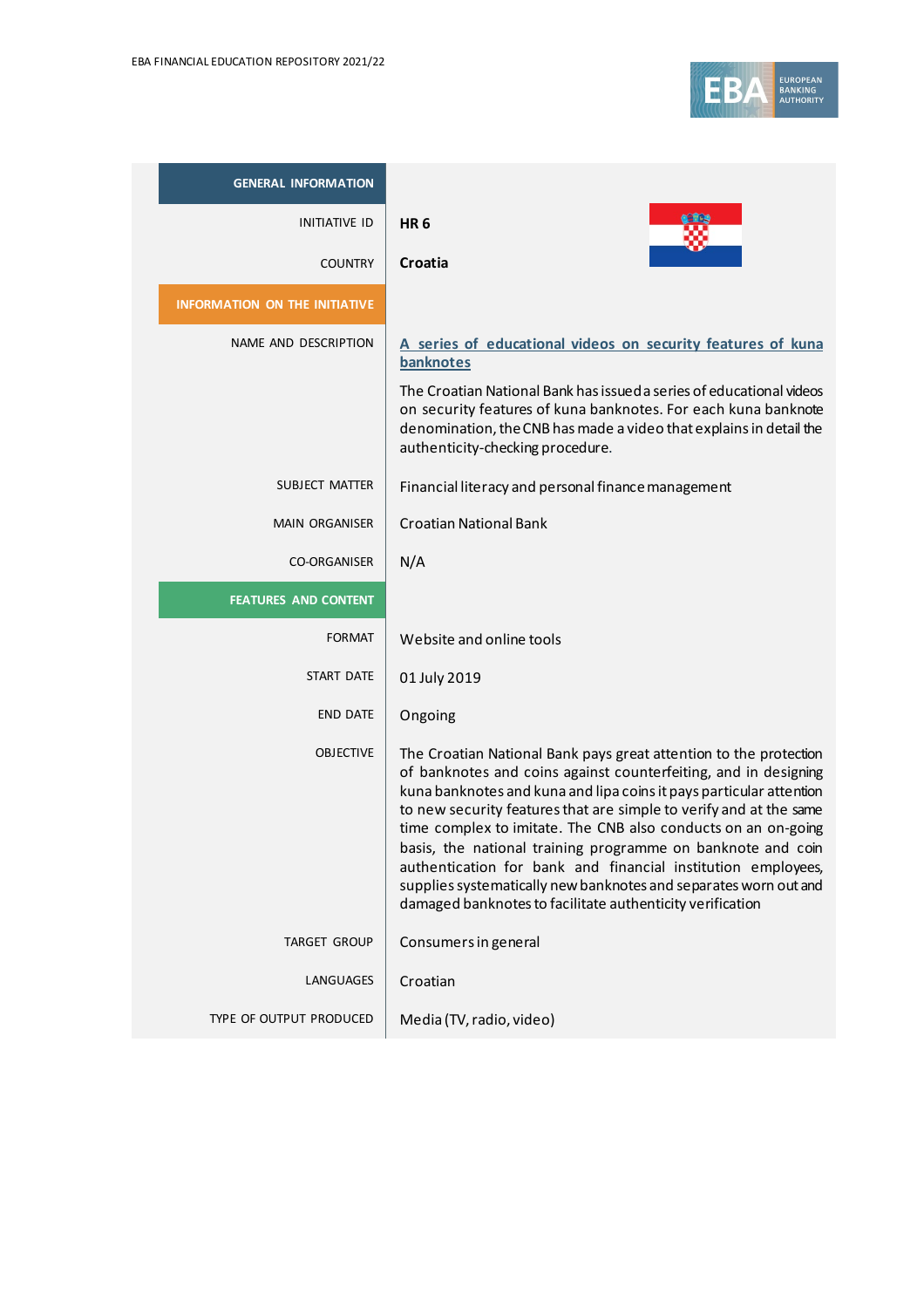| GENERAL INFORMATION | |
|---|---|
| INITIATIVE ID | **HR 6** |
| COUNTRY | **Croatia** |
| **INFORMATION ON THE INITIATIVE** | |
| NAME AND DESCRIPTION | **A series of educational videos on security features of kuna banknotes**<br><br>The Croatian National Bank has issued a series of educational videos on security features of kuna banknotes. For each kuna banknote denomination, the CNB has made a video that explains in detail the authenticity-checking procedure. |
| SUBJECT MATTER | Financial literacy and personal finance management |
| MAIN ORGANISER | Croatian National Bank |
| CO-ORGANISER | N/A |
| **FEATURES AND CONTENT** | |
| FORMAT | Website and online tools |
| START DATE | 01 July 2019 |
| END DATE | Ongoing |
| OBJECTIVE | The Croatian National Bank pays great attention to the protection of banknotes and coins against counterfeiting, and in designing kuna banknotes and kuna and lipa coins it pays particular attention to new security features that are simple to verify and at the same time complex to imitate. The CNB also conducts on an on-going basis, the national training programme on banknote and coin authentication for bank and financial institution employees, supplies systematically new banknotes and separates worn out and damaged banknotes to facilitate authenticity verification |
| TARGET GROUP | Consumers in general |
| LANGUAGES | Croatian |
| TYPE OF OUTPUT PRODUCED | Media (TV, radio, video) |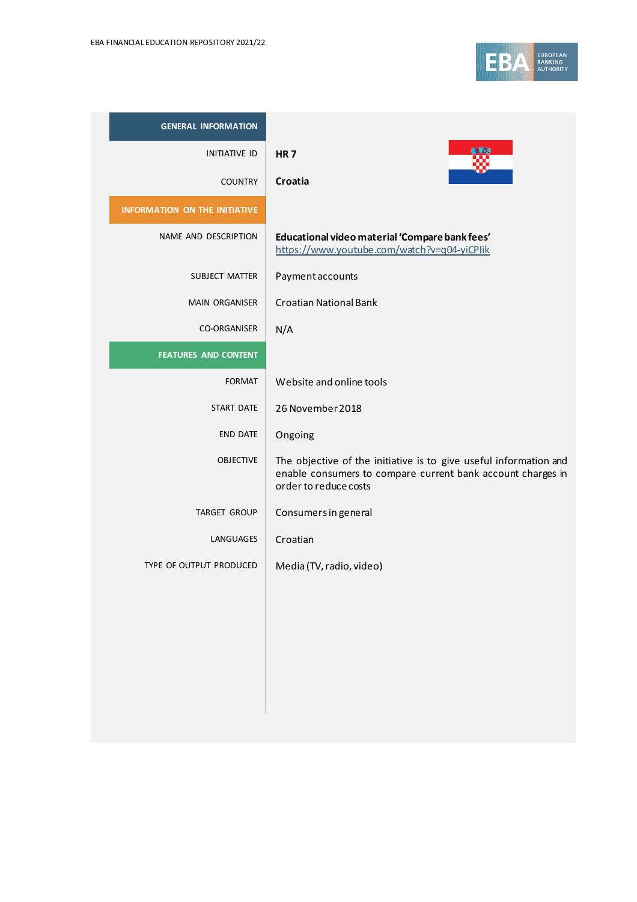| GENERAL INFORMATION | |
|---|---|
| INITIATIVE ID | **HR 7** |
| COUNTRY | **Croatia** |
| **INFORMATION ON THE INITIATIVE** | |
| NAME AND DESCRIPTION | **Educational video material 'Compare bank fees'** https://www.youtube.com/watch?v=q04-yiCPIik |
| SUBJECT MATTER | Payment accounts |
| MAIN ORGANISER | Croatian National Bank |
| CO-ORGANISER | N/A |
| **FEATURES AND CONTENT** | |
| FORMAT | Website and online tools |
| START DATE | 26 November 2018 |
| END DATE | Ongoing |
| OBJECTIVE | The objective of the initiative is to give useful information and enable consumers to compare current bank account charges in order to reduce costs |
| TARGET GROUP | Consumers in general |
| LANGUAGES | Croatian |
| TYPE OF OUTPUT PRODUCED | Media (TV, radio, video) |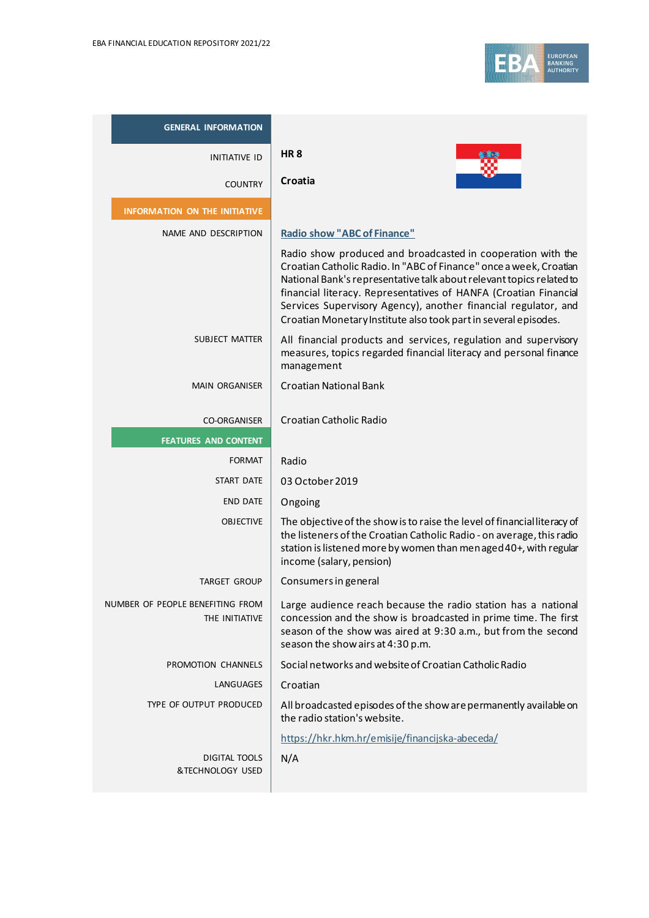## GENERAL INFORMATION

| | |
|---|---|
| INITIATIVE ID | **HR 8** |
| COUNTRY | **Croatia** |

## INFORMATION ON THE INITIATIVE

| | |
|---|---|
| NAME AND DESCRIPTION | **Radio show "ABC of Finance"**<br><br>Radio show produced and broadcasted in cooperation with the Croatian Catholic Radio. In "ABC of Finance" once a week, Croatian National Bank's representative talk about relevant topics related to financial literacy. Representatives of HANFA (Croatian Financial Services Supervisory Agency), another financial regulator, and Croatian Monetary Institute also took part in several episodes. |
| SUBJECT MATTER | All financial products and services, regulation and supervisory measures, topics regarded financial literacy and personal finance management |
| MAIN ORGANISER | Croatian National Bank |
| CO-ORGANISER | Croatian Catholic Radio |

## FEATURES AND CONTENT

| | |
|---|---|
| FORMAT | Radio |
| START DATE | 03 October 2019 |
| END DATE | Ongoing |
| OBJECTIVE | The objective of the show is to raise the level of financial literacy of the listeners of the Croatian Catholic Radio - on average, this radio station is listened more by women than men aged 40+, with regular income (salary, pension) |
| TARGET GROUP | Consumers in general |
| NUMBER OF PEOPLE BENEFITING FROM THE INITIATIVE | Large audience reach because the radio station has a national concession and the show is broadcasted in prime time. The first season of the show was aired at 9:30 a.m., but from the second season the show airs at 4:30 p.m. |
| PROMOTION CHANNELS | Social networks and website of Croatian Catholic Radio |
| LANGUAGES | Croatian |
| TYPE OF OUTPUT PRODUCED | All broadcasted episodes of the show are permanently available on the radio station's website.<br><br>https://hkr.hkm.hr/emisije/financijska-abeceda/ |
| DIGITAL TOOLS & TECHNOLOGY USED | N/A |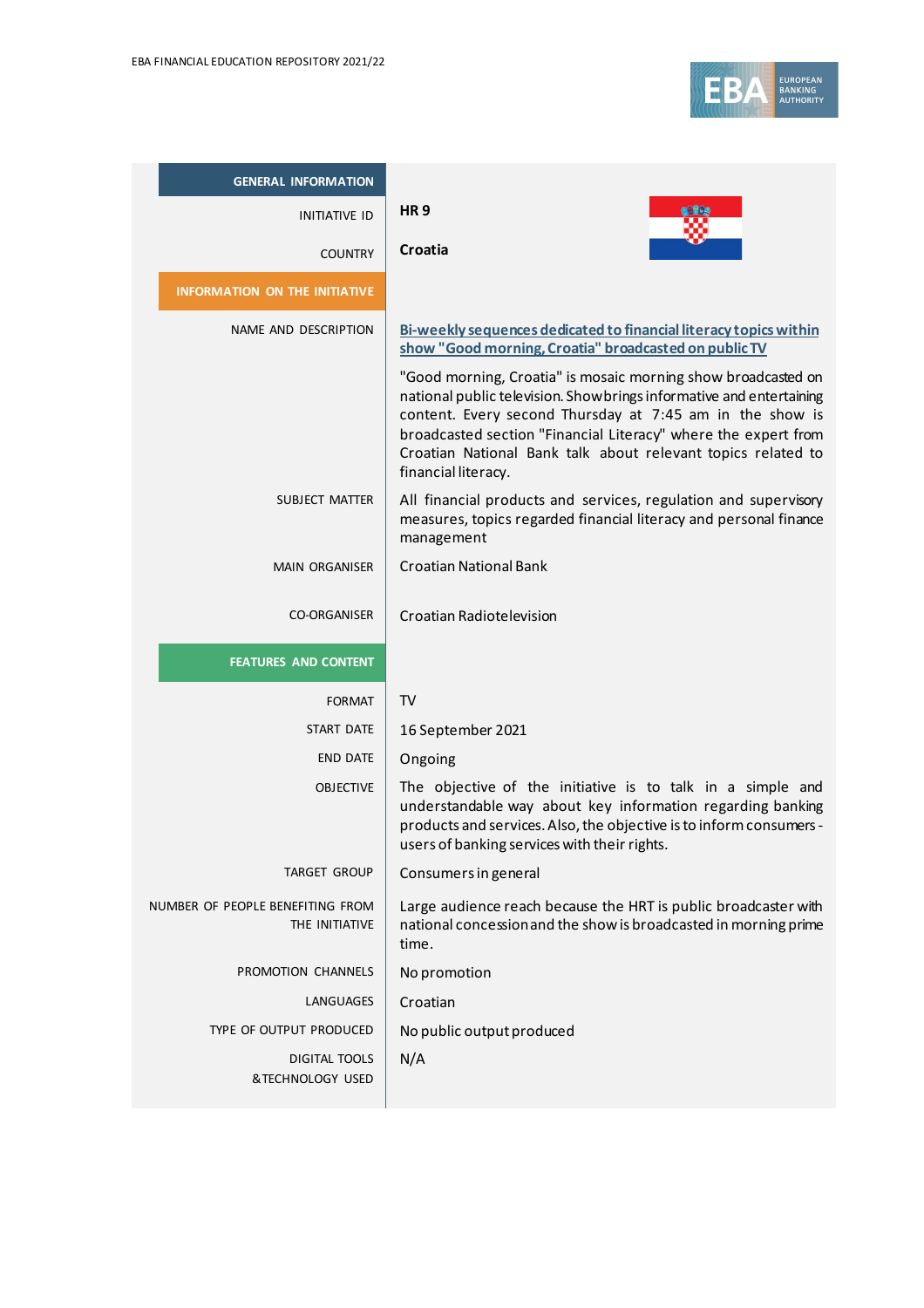| GENERAL INFORMATION | |
|---|---|
| INITIATIVE ID | **HR 9** |
| COUNTRY | **Croatia** |
| **INFORMATION ON THE INITIATIVE** | |
| NAME AND DESCRIPTION | **Bi-weekly sequences dedicated to financial literacy topics within show "Good morning, Croatia" broadcasted on public TV**<br><br>"Good morning, Croatia" is mosaic morning show broadcasted on national public television. Show brings informative and entertaining content. Every second Thursday at 7:45 am in the show is broadcasted section "Financial Literacy" where the expert from Croatian National Bank talk about relevant topics related to financial literacy. |
| SUBJECT MATTER | All financial products and services, regulation and supervisory measures, topics regarded financial literacy and personal finance management |
| MAIN ORGANISER | Croatian National Bank |
| CO-ORGANISER | Croatian Radiotelevision |
| **FEATURES AND CONTENT** | |
| FORMAT | TV |
| START DATE | 16 September 2021 |
| END DATE | Ongoing |
| OBJECTIVE | The objective of the initiative is to talk in a simple and understandable way about key information regarding banking products and services. Also, the objective is to inform consumers - users of banking services with their rights. |
| TARGET GROUP | Consumers in general |
| NUMBER OF PEOPLE BENEFITING FROM THE INITIATIVE | Large audience reach because the HRT is public broadcaster with national concession and the show is broadcasted in morning prime time. |
| PROMOTION CHANNELS | No promotion |
| LANGUAGES | Croatian |
| TYPE OF OUTPUT PRODUCED | No public output produced |
| DIGITAL TOOLS & TECHNOLOGY USED | N/A |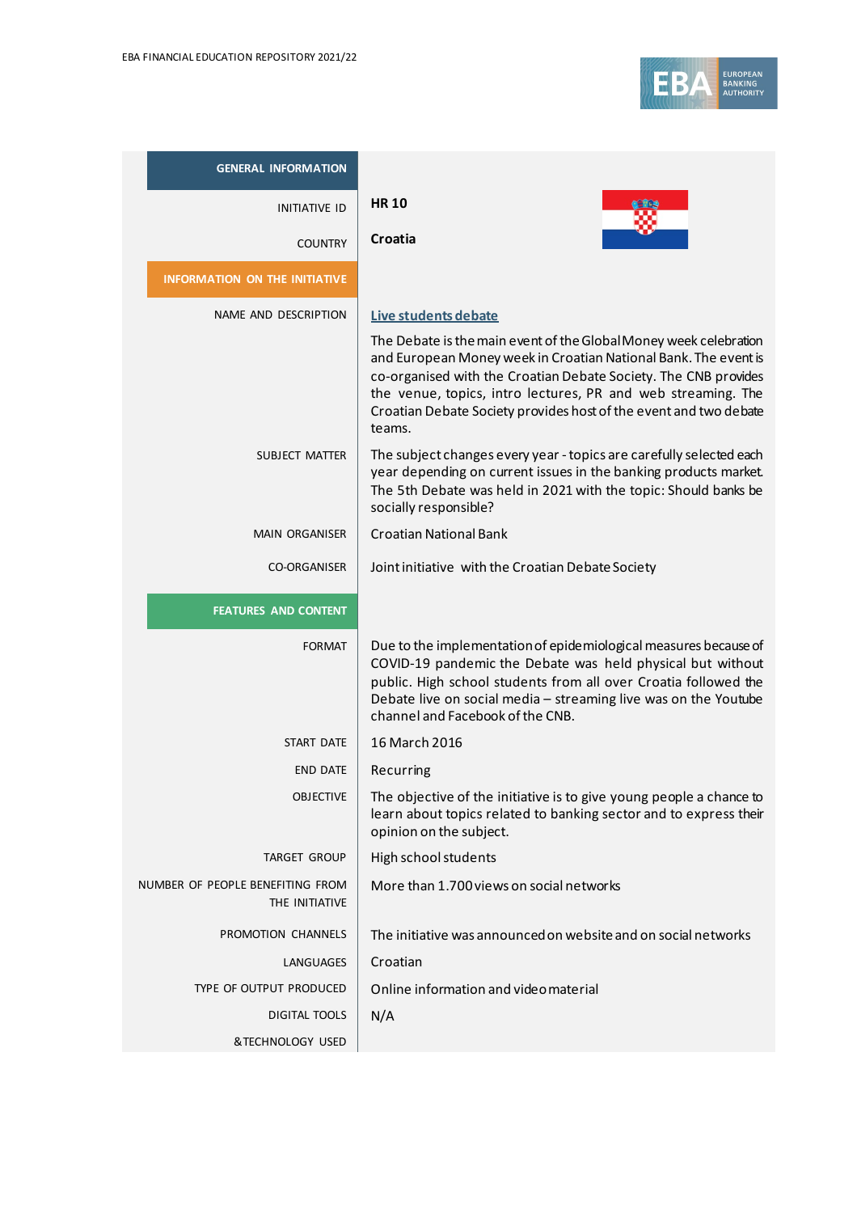| GENERAL INFORMATION | |
|---|---|
| INITIATIVE ID | **HR 10** |
| COUNTRY | **Croatia** |
| **INFORMATION ON THE INITIATIVE** | |
| NAME AND DESCRIPTION | **Live students debate**<br>The Debate is the main event of the Global Money week celebration and European Money week in Croatian National Bank. The event is co-organised with the Croatian Debate Society. The CNB provides the venue, topics, intro lectures, PR and web streaming. The Croatian Debate Society provides host of the event and two debate teams. |
| SUBJECT MATTER | The subject changes every year - topics are carefully selected each year depending on current issues in the banking products market. The 5th Debate was held in 2021 with the topic: Should banks be socially responsible? |
| MAIN ORGANISER | Croatian National Bank |
| CO-ORGANISER | Joint initiative with the Croatian Debate Society |
| **FEATURES AND CONTENT** | |
| FORMAT | Due to the implementation of epidemiological measures because of COVID-19 pandemic the Debate was held physical but without public. High school students from all over Croatia followed the Debate live on social media – streaming live was on the Youtube channel and Facebook of the CNB. |
| START DATE | 16 March 2016 |
| END DATE | Recurring |
| OBJECTIVE | The objective of the initiative is to give young people a chance to learn about topics related to banking sector and to express their opinion on the subject. |
| TARGET GROUP | High school students |
| NUMBER OF PEOPLE BENEFITING FROM THE INITIATIVE | More than 1.700 views on social networks |
| PROMOTION CHANNELS | The initiative was announced on website and on social networks |
| LANGUAGES | Croatian |
| TYPE OF OUTPUT PRODUCED | Online information and video material |
| DIGITAL TOOLS & TECHNOLOGY USED | N/A |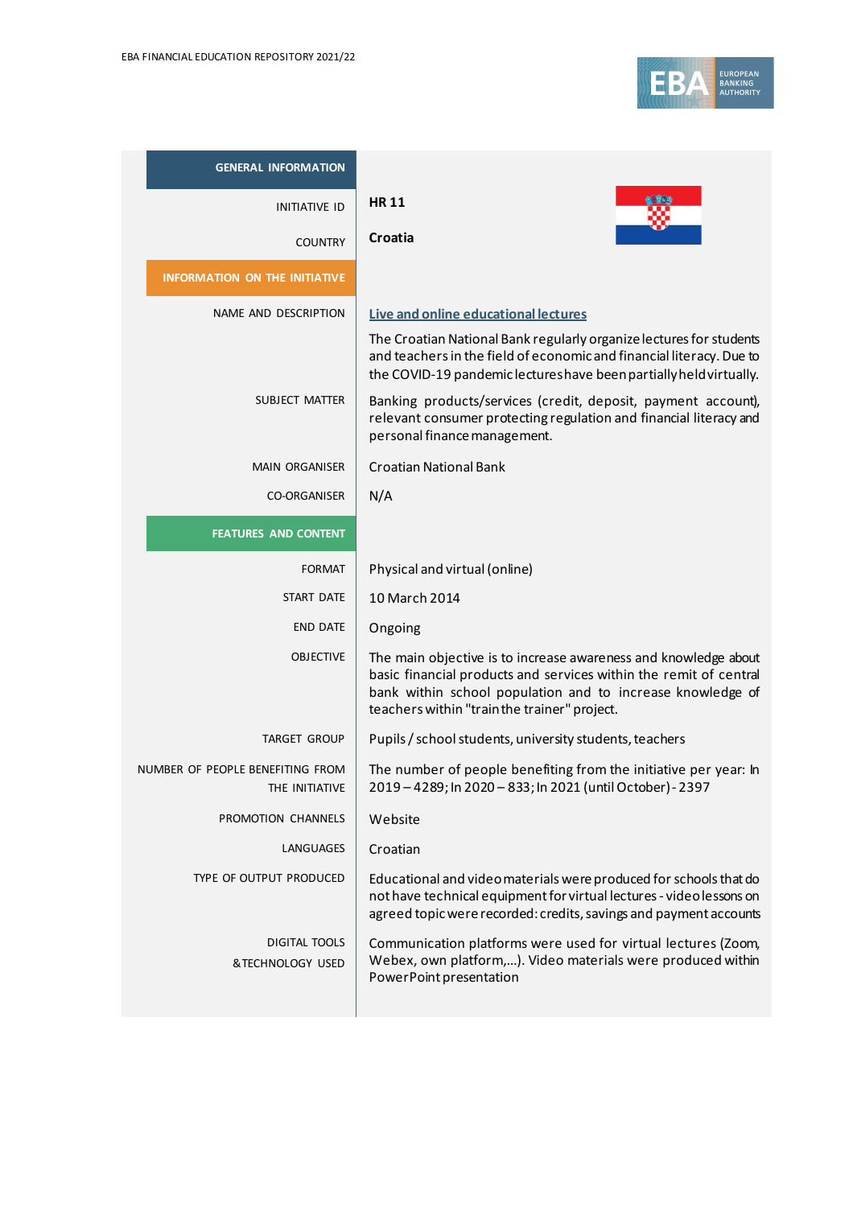| GENERAL INFORMATION | |
|---|---|
| INITIATIVE ID | **HR 11** |
| COUNTRY | **Croatia** |
| **INFORMATION ON THE INITIATIVE** | |
| NAME AND DESCRIPTION | **Live and online educational lectures**<br>The Croatian National Bank regularly organize lectures for students and teachers in the field of economic and financial literacy. Due to the COVID-19 pandemic lectures have been partially held virtually. |
| SUBJECT MATTER | Banking products/services (credit, deposit, payment account), relevant consumer protecting regulation and financial literacy and personal finance management. |
| MAIN ORGANISER | Croatian National Bank |
| CO-ORGANISER | N/A |
| **FEATURES AND CONTENT** | |
| FORMAT | Physical and virtual (online) |
| START DATE | 10 March 2014 |
| END DATE | Ongoing |
| OBJECTIVE | The main objective is to increase awareness and knowledge about basic financial products and services within the remit of central bank within school population and to increase knowledge of teachers within "train the trainer" project. |
| TARGET GROUP | Pupils / school students, university students, teachers |
| NUMBER OF PEOPLE BENEFITING FROM THE INITIATIVE | The number of people benefiting from the initiative per year: In 2019 – 4289; In 2020 – 833; In 2021 (until October) - 2397 |
| PROMOTION CHANNELS | Website |
| LANGUAGES | Croatian |
| TYPE OF OUTPUT PRODUCED | Educational and video materials were produced for schools that do not have technical equipment for virtual lectures - video lessons on agreed topic were recorded: credits, savings and payment accounts |
| DIGITAL TOOLS & TECHNOLOGY USED | Communication platforms were used for virtual lectures (Zoom, Webex, own platform,...). Video materials were produced within PowerPoint presentation |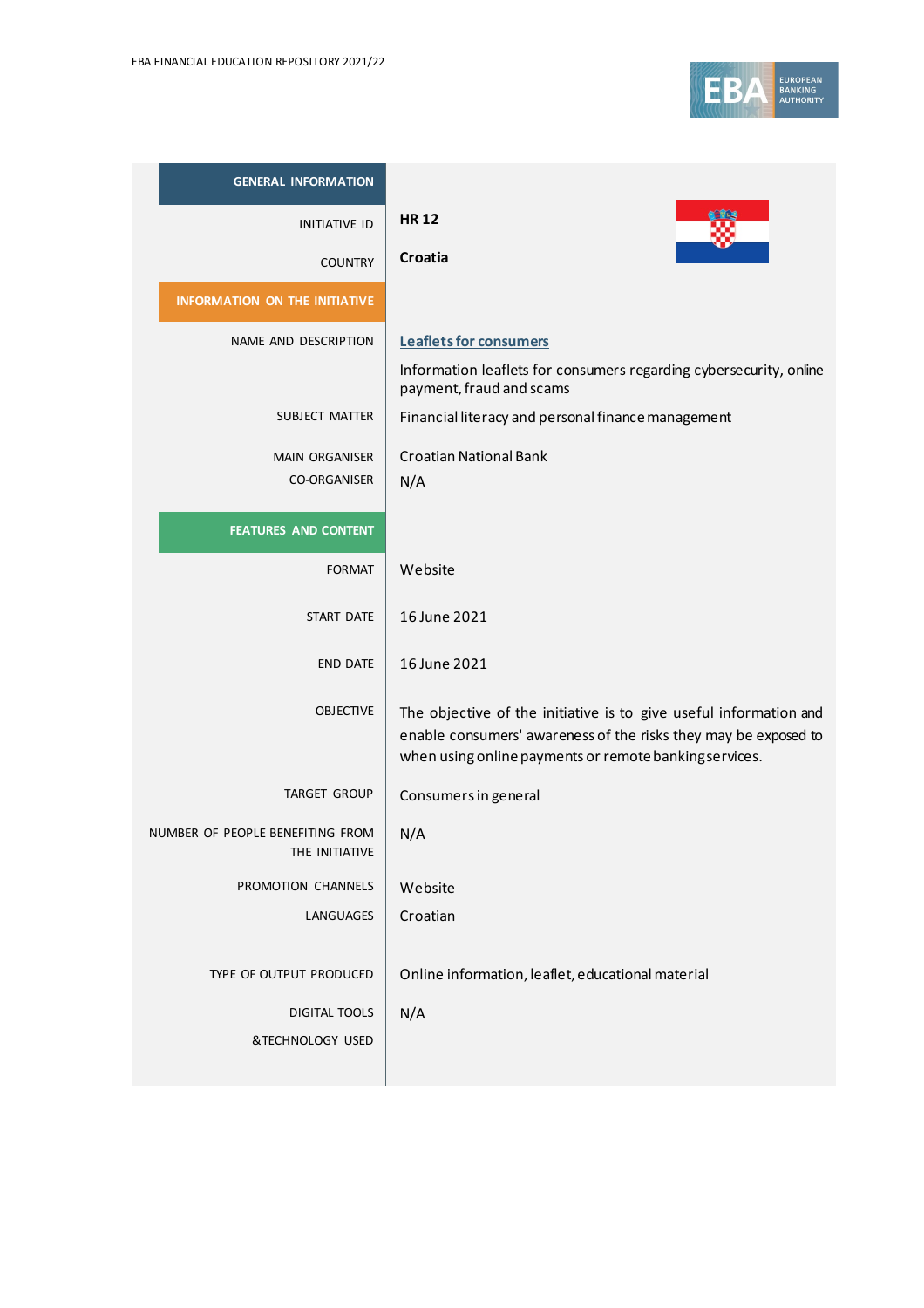| | |
|---|---|
| **GENERAL INFORMATION** | |
| INITIATIVE ID | **HR 12** |
| COUNTRY | **Croatia** |
| **INFORMATION ON THE INITIATIVE** | |
| NAME AND DESCRIPTION | **Leaflets for consumers**<br>Information leaflets for consumers regarding cybersecurity, online payment, fraud and scams |
| SUBJECT MATTER | Financial literacy and personal finance management |
| MAIN ORGANISER | Croatian National Bank |
| CO-ORGANISER | N/A |
| **FEATURES AND CONTENT** | |
| FORMAT | Website |
| START DATE | 16 June 2021 |
| END DATE | 16 June 2021 |
| OBJECTIVE | The objective of the initiative is to give useful information and enable consumers' awareness of the risks they may be exposed to when using online payments or remote banking services. |
| TARGET GROUP | Consumers in general |
| NUMBER OF PEOPLE BENEFITING FROM THE INITIATIVE | N/A |
| PROMOTION CHANNELS | Website |
| LANGUAGES | Croatian |
| TYPE OF OUTPUT PRODUCED | Online information, leaflet, educational material |
| DIGITAL TOOLS & TECHNOLOGY USED | N/A |